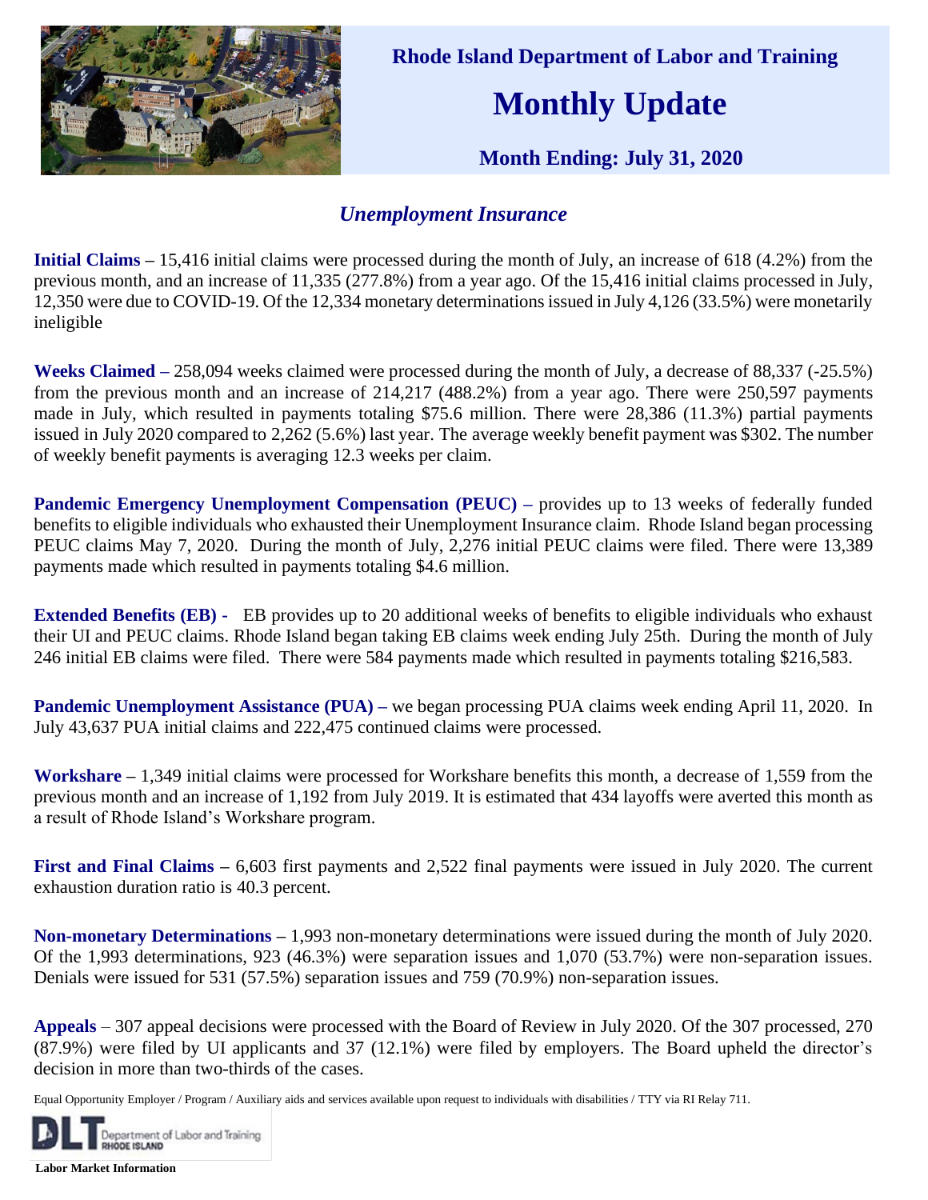# Rhode Island Department of Labor and Training

# Monthly Update

## Month Ending: July 31, 2020

## *Unemployment Insurance*

**Initial Claims –** 15,416 initial claims were processed during the month of July, an increase of 618 (4.2%) from the previous month, and an increase of 11,335 (277.8%) from a year ago. Of the 15,416 initial claims processed in July, 12,350 were due to COVID-19. Of the 12,334 monetary determinations issued in July 4,126 (33.5%) were monetarily ineligible

**Weeks Claimed –** 258,094 weeks claimed were processed during the month of July, a decrease of 88,337 (-25.5%) from the previous month and an increase of 214,217 (488.2%) from a year ago. There were 250,597 payments made in July, which resulted in payments totaling $75.6 million. There were 28,386 (11.3%) partial payments issued in July 2020 compared to 2,262 (5.6%) last year. The average weekly benefit payment was $302. The number of weekly benefit payments is averaging 12.3 weeks per claim.

**Pandemic Emergency Unemployment Compensation (PEUC) –** provides up to 13 weeks of federally funded benefits to eligible individuals who exhausted their Unemployment Insurance claim. Rhode Island began processing PEUC claims May 7, 2020. During the month of July, 2,276 initial PEUC claims were filed. There were 13,389 payments made which resulted in payments totaling $4.6 million.

**Extended Benefits (EB) -** EB provides up to 20 additional weeks of benefits to eligible individuals who exhaust their UI and PEUC claims. Rhode Island began taking EB claims week ending July 25th. During the month of July 246 initial EB claims were filed. There were 584 payments made which resulted in payments totaling $216,583.

**Pandemic Unemployment Assistance (PUA) –** we began processing PUA claims week ending April 11, 2020. In July 43,637 PUA initial claims and 222,475 continued claims were processed.

**Workshare –** 1,349 initial claims were processed for Workshare benefits this month, a decrease of 1,559 from the previous month and an increase of 1,192 from July 2019. It is estimated that 434 layoffs were averted this month as a result of Rhode Island's Workshare program.

**First and Final Claims –** 6,603 first payments and 2,522 final payments were issued in July 2020. The current exhaustion duration ratio is 40.3 percent.

**Non-monetary Determinations –** 1,993 non-monetary determinations were issued during the month of July 2020. Of the 1,993 determinations, 923 (46.3%) were separation issues and 1,070 (53.7%) were non-separation issues. Denials were issued for 531 (57.5%) separation issues and 759 (70.9%) non-separation issues.

**Appeals** – 307 appeal decisions were processed with the Board of Review in July 2020. Of the 307 processed, 270 (87.9%) were filed by UI applicants and 37 (12.1%) were filed by employers. The Board upheld the director's decision in more than two-thirds of the cases.

Equal Opportunity Employer / Program / Auxiliary aids and services available upon request to individuals with disabilities / TTY via RI Relay 711.

DLT Department of Labor and Training RHODE ISLAND

**Labor Market Information**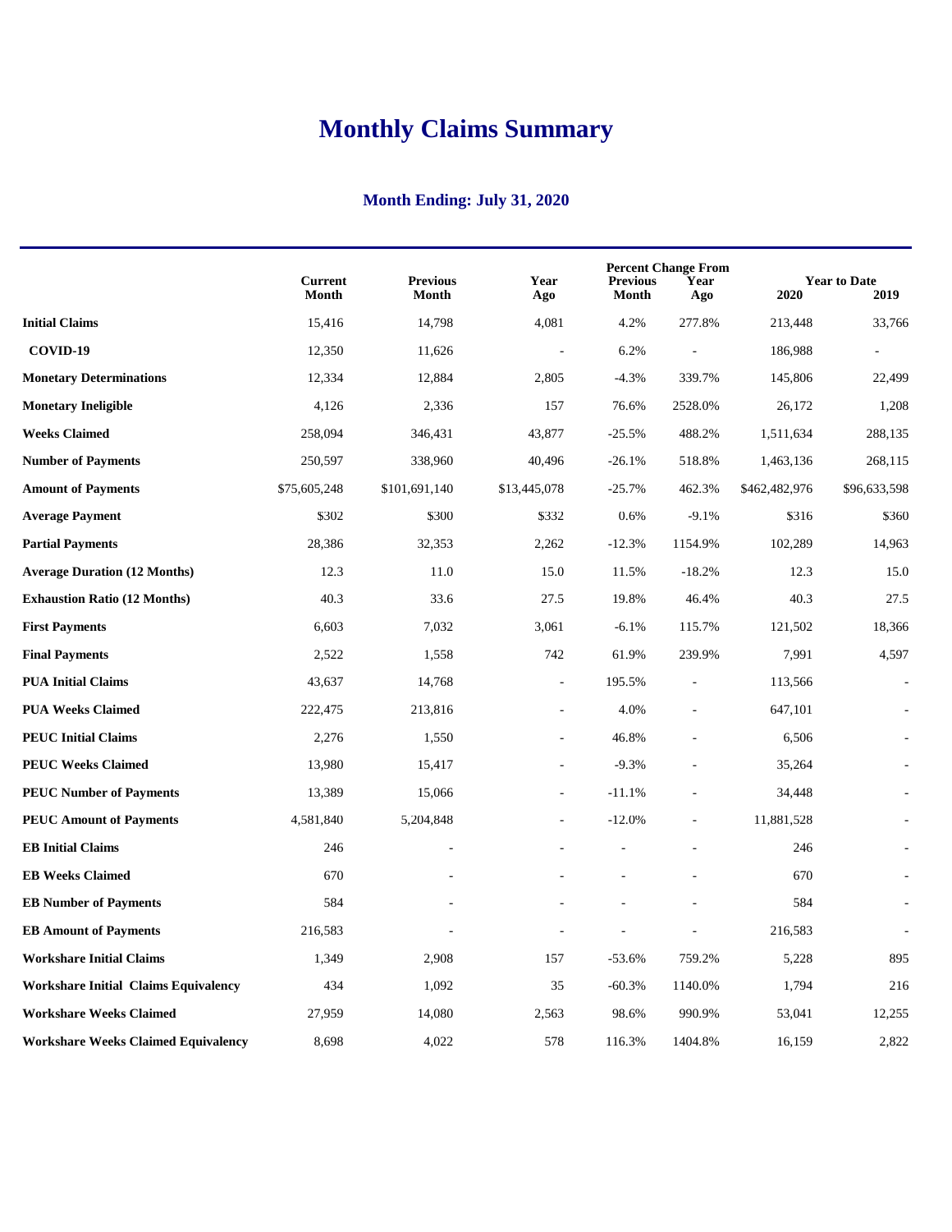# Monthly Claims Summary

## Month Ending: July 31, 2020

| | Current Month | Previous Month | Year Ago | Percent Change From Previous Month | Percent Change From Year Ago | Year to Date 2020 | Year to Date 2019 |
|---|---|---|---|---|---|---|---|
| **Initial Claims** | 15,416 | 14,798 | 4,081 | 4.2% | 277.8% | 213,448 | 33,766 |
| **COVID-19** | 12,350 | 11,626 | - | 6.2% | - | 186,988 | - |
| **Monetary Determinations** | 12,334 | 12,884 | 2,805 | -4.3% | 339.7% | 145,806 | 22,499 |
| **Monetary Ineligible** | 4,126 | 2,336 | 157 | 76.6% | 2528.0% | 26,172 | 1,208 |
| **Weeks Claimed** | 258,094 | 346,431 | 43,877 | -25.5% | 488.2% | 1,511,634 | 288,135 |
| **Number of Payments** | 250,597 | 338,960 | 40,496 | -26.1% | 518.8% | 1,463,136 | 268,115 |
| **Amount of Payments** | $75,605,248 | $101,691,140 | $13,445,078 | -25.7% | 462.3% | $462,482,976 | $96,633,598 |
| **Average Payment** | $302 | $300 | $332 | 0.6% | -9.1% | $316 | $360 |
| **Partial Payments** | 28,386 | 32,353 | 2,262 | -12.3% | 1154.9% | 102,289 | 14,963 |
| **Average Duration (12 Months)** | 12.3 | 11.0 | 15.0 | 11.5% | -18.2% | 12.3 | 15.0 |
| **Exhaustion Ratio (12 Months)** | 40.3 | 33.6 | 27.5 | 19.8% | 46.4% | 40.3 | 27.5 |
| **First Payments** | 6,603 | 7,032 | 3,061 | -6.1% | 115.7% | 121,502 | 18,366 |
| **Final Payments** | 2,522 | 1,558 | 742 | 61.9% | 239.9% | 7,991 | 4,597 |
| **PUA Initial Claims** | 43,637 | 14,768 | - | 195.5% | - | 113,566 | - |
| **PUA Weeks Claimed** | 222,475 | 213,816 | - | 4.0% | - | 647,101 | - |
| **PEUC Initial Claims** | 2,276 | 1,550 | - | 46.8% | - | 6,506 | - |
| **PEUC Weeks Claimed** | 13,980 | 15,417 | - | -9.3% | - | 35,264 | - |
| **PEUC Number of Payments** | 13,389 | 15,066 | - | -11.1% | - | 34,448 | - |
| **PEUC Amount of Payments** | 4,581,840 | 5,204,848 | - | -12.0% | - | 11,881,528 | - |
| **EB Initial Claims** | 246 | - | - | - | - | 246 | - |
| **EB Weeks Claimed** | 670 | - | - | - | - | 670 | - |
| **EB Number of Payments** | 584 | - | - | - | - | 584 | - |
| **EB Amount of Payments** | 216,583 | - | - | - | - | 216,583 | - |
| **Workshare Initial Claims** | 1,349 | 2,908 | 157 | -53.6% | 759.2% | 5,228 | 895 |
| **Workshare Initial Claims Equivalency** | 434 | 1,092 | 35 | -60.3% | 1140.0% | 1,794 | 216 |
| **Workshare Weeks Claimed** | 27,959 | 14,080 | 2,563 | 98.6% | 990.9% | 53,041 | 12,255 |
| **Workshare Weeks Claimed Equivalency** | 8,698 | 4,022 | 578 | 116.3% | 1404.8% | 16,159 | 2,822 |